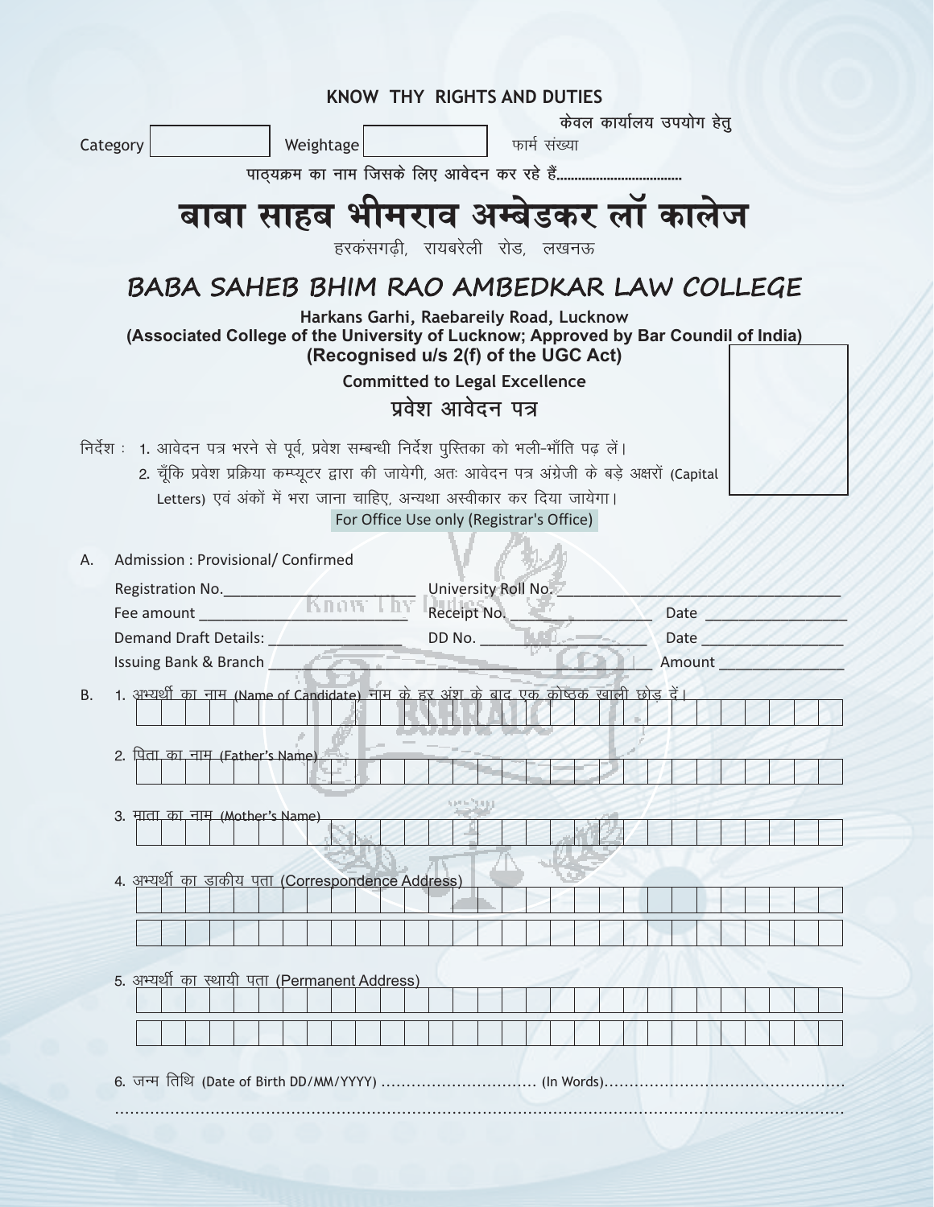**KNOW THY RIGHTS AND DUTIES**

केवल कार्यालय उपयोग हेतु

Category ______ Weightage ______ फार्म संख्या

पाठ्यक्रम का नाम जिसके लिए आवेदन कर रहे हैं.................................

# बाबा साहब भीमराव अम्बेडकर लॉ कालेज

हरकंसगढ़ी, रायबरेली रोड, लखनऊ

# BABA SAHEB BHIM RAO AMBEDKAR LAW COLLEGE

**Harkans Garhi, Raebareily Road, Lucknow**

**(Associated College of the University of Lucknow; Approved by Bar Coundil of India)**

**(Recognised u/s 2(f) of the UGC Act)**

**Committed to Legal Excellence**

## प्रवेश आवेदन पत्र

निर्देश :
1. आवेदन पत्र भरने से पूर्व, प्रवेश सम्बन्धी निर्देश पुस्तिका को भली-भाँति पढ़ लें।
2. चूँकि प्रवेश प्रक्रिया कम्प्यूटर द्वारा की जायेगी, अतः आवेदन पत्र अंग्रेजी के बड़े अक्षरों (Capital Letters) एवं अंकों में भरा जाना चाहिए, अन्यथा अस्वीकार कर दिया जायेगा।

For Office Use only (Registrar's Office)

A. Admission : Provisional/ Confirmed

Registration No.____________________ University Roll No.____________________

Fee amount ____________________ Receipt No. ______________ Date ______________

Demand Draft Details: ______________ DD No. ______________ Date ______________

Issuing Bank & Branch ________________________________________ Amount ______________

B.

1. अभ्यर्थी का नाम (Name of Candidate) नाम के हर अंश के बाद एक कोष्ठक खाली छोड़ दें।

2. पिता का नाम (Father's Name)

3. माता का नाम (Mother's Name)

4. अभ्यर्थी का डाकीय पता (Correspondence Address)

5. अभ्यर्थी का स्थायी पता (Permanent Address)

6. जन्म तिथि (Date of Birth DD/MM/YYYY) .............................. (In Words)...............................................

..........................................................................................................................................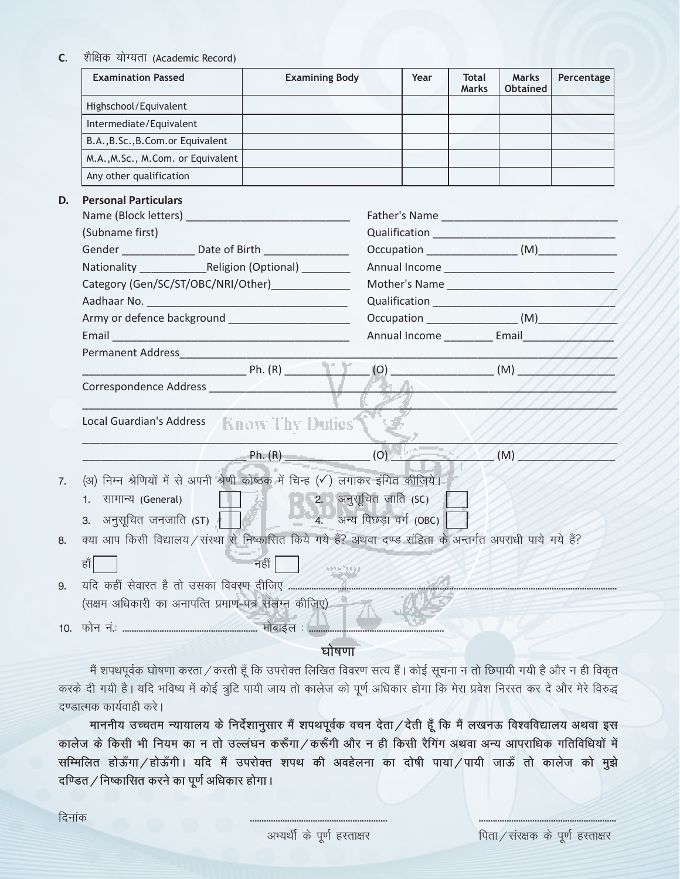**C.** शैक्षिक योग्यता (Academic Record)

| Examination Passed | Examining Body | Year | Total Marks | Marks Obtained | Percentage |
|---|---|---|---|---|---|
| Highschool/Equivalent | | | | | |
| Intermediate/Equivalent | | | | | |
| B.A.,B.Sc.,B.Com.or Equivalent | | | | | |
| M.A.,M.Sc., M.Com. or Equivalent | | | | | |
| Any other qualification | | | | | |

**D. Personal Particulars**

Name (Block letters) ___________________________
(Subname first)
Gender ____________ Date of Birth ______________
Nationality ___________Religion (Optional) ________
Category (Gen/SC/ST/OBC/NRI/Other)_____________
Aadhaar No. __________________________________
Army or defence background ____________________
Email _________________________________________

Father's Name _____________________________
Qualification ______________________________
Occupation _______________ (M)_____________
Annual Income ____________________________
Mother's Name _____________________________
Qualification ______________________________
Occupation _______________ (M)_____________
Annual Income ________ Email_______________

Permanent Address_____________________________________________________________________________
___________________________ Ph. (R) ______________ (O) ________________ (M) ________________
Correspondence Address ________________________________________________________________________
______________________________________________________________________________________________
Local Guardian's Address _______________________________________________________________________
______________________________________________________________________________________________
___________________________ Ph. (R) ______________ (O) ________________ (M) ________________

7. (अ) निम्न श्रेणियों में से अपनी श्रेणी कोष्ठक में चिन्ह (✓) लगाकर इंगित कीजिये।
   1. सामान्य (General) ☐   2. अनुसूचित जाति (SC) ☐
   3. अनुसूचित जनजाति (ST) ☐   4. अन्य पिछड़ा वर्ग (OBC) ☐

8. क्या आप किसी विद्यालय/संस्था से निष्कासित किये गये हैं? अथवा दण्ड संहिता के अन्तर्गत अपराधी पाये गये हैं?
   हाँ ☐   नहीं ☐

9. यदि कहीं सेवारत है तो उसका विवरण दीजिए ...................................................................................................
   (सक्षम अधिकारी का अनापत्ति प्रमाण-पत्र संलग्न कीजिए)

10. फोन नं.: ......................................................... मोबाइल : .........................................................

## घोषणा

मैं शपथपूर्वक घोषणा करता/करती हूँ कि उपरोक्त लिखित विवरण सत्य हैं। कोई सूचना न तो छिपायी गयी है और न ही विकृत करके दी गयी है। यदि भविष्य में कोई त्रुटि पायी जाय तो कालेज को पूर्ण अधिकार होगा कि मेरा प्रवेश निरस्त कर दे और मेरे विरुद्ध दण्डात्मक कार्यवाही करे।

**माननीय उच्चतम न्यायालय के निर्देशानुसार मैं शपथपूर्वक वचन देता/देती हूँ कि मैं लखनऊ विश्वविद्यालय अथवा इस कालेज के किसी भी नियम का न तो उल्लंघन करूँगा/करूँगी और न ही किसी रैगिंग अथवा अन्य आपराधिक गतिविधियों में सम्मिलित होऊँगा/होऊँगी। यदि मैं उपरोक्त शपथ की अवहेलना का दोषी पाया/पायी जाऊँ तो कालेज को मुझे दण्डित/निष्कासित करने का पूर्ण अधिकार होगा।**

दिनांक

.........................................................
अभ्यर्थी के पूर्ण हस्ताक्षर

.........................................................
पिता/संरक्षक के पूर्ण हस्ताक्षर